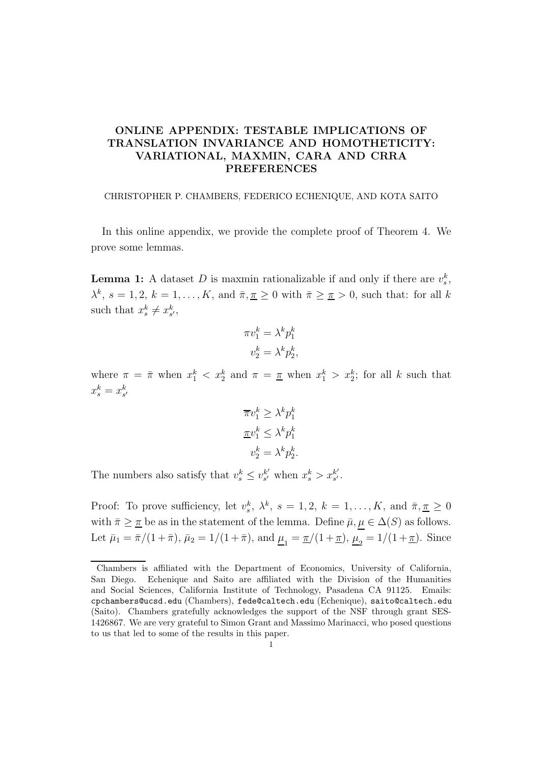# ONLINE APPENDIX: TESTABLE IMPLICATIONS OF TRANSLATION INVARIANCE AND HOMOTHETICITY: VARIATIONAL, MAXMIN, CARA AND CRRA PREFERENCES

CHRISTOPHER P. CHAMBERS, FEDERICO ECHENIQUE, AND KOTA SAITO

In this online appendix, we provide the complete proof of Theorem 4. We prove some lemmas.

**Lemma 1:** A dataset $D$ is maxmin rationalizable if and only if there are $v_s^k$, $\lambda^k$, $s = 1, 2$, $k = 1, \ldots, K$, and $\bar{\pi}, \underline{\pi} \geq 0$ with $\bar{\pi} \geq \underline{\pi} > 0$, such that: for all $k$ such that $x_s^k \neq x_{s'}^k$,

$$\pi v_1^k = \lambda^k p_1^k$$
$$v_2^k = \lambda^k p_2^k,$$

where $\pi = \bar{\pi}$ when $x_1^k < x_2^k$ and $\pi = \underline{\pi}$ when $x_1^k > x_2^k$; for all $k$ such that $x_s^k = x_{s'}^k$

$$\overline{\pi} v_1^k \geq \lambda^k p_1^k$$
$$\underline{\pi} v_1^k \leq \lambda^k p_1^k$$
$$v_2^k = \lambda^k p_2^k.$$

The numbers also satisfy that $v_s^k \leq v_{s'}^{k'}$ when $x_s^k > x_{s'}^{k'}$.

Proof: To prove sufficiency, let $v_s^k$, $\lambda^k$, $s = 1, 2$, $k = 1, \ldots, K$, and $\bar{\pi}, \underline{\pi} \geq 0$ with $\bar{\pi} \geq \underline{\pi}$ be as in the statement of the lemma. Define $\bar{\mu}, \underline{\mu} \in \Delta(S)$ as follows. Let $\bar{\mu}_1 = \bar{\pi}/(1+\bar{\pi})$, $\bar{\mu}_2 = 1/(1+\bar{\pi})$, and $\underline{\mu}_1 = \underline{\pi}/(1+\underline{\pi})$, $\underline{\mu}_2 = 1/(1+\underline{\pi})$. Since

---

Chambers is affiliated with the Department of Economics, University of California, San Diego. Echenique and Saito are affiliated with the Division of the Humanities and Social Sciences, California Institute of Technology, Pasadena CA 91125. Emails: cpchambers@ucsd.edu (Chambers), fede@caltech.edu (Echenique), saito@caltech.edu (Saito). Chambers gratefully acknowledges the support of the NSF through grant SES-1426867. We are very grateful to Simon Grant and Massimo Marinacci, who posed questions to us that led to some of the results in this paper.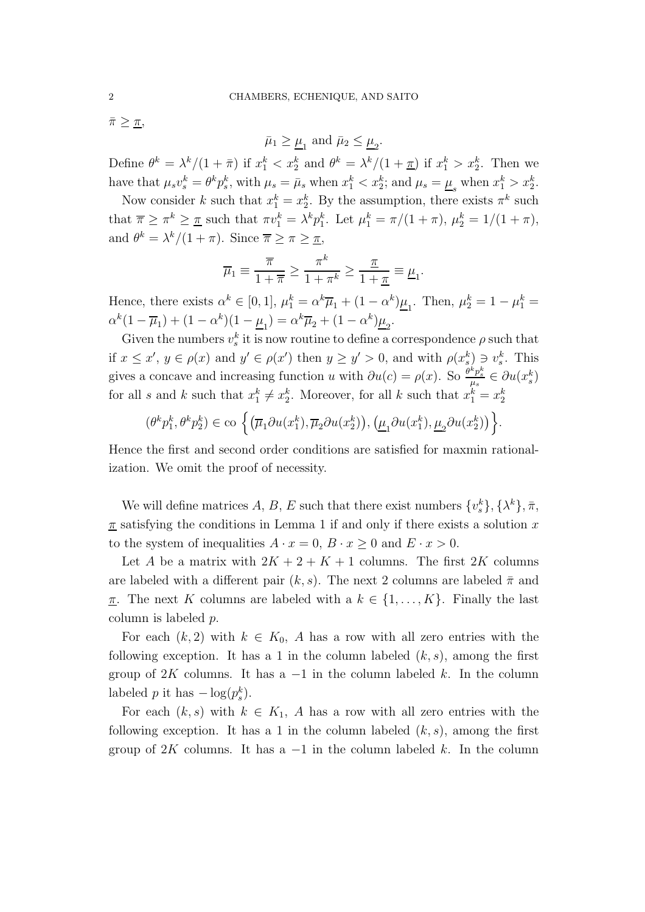$\bar{\pi} \geq \underline{\pi}$,

$$\bar{\mu}_1 \geq \underline{\mu}_1 \text{ and } \bar{\mu}_2 \leq \underline{\mu}_2.$$

Define $\theta^k = \lambda^k/(1+\bar{\pi})$ if $x_1^k < x_2^k$ and $\theta^k = \lambda^k/(1+\underline{\pi})$ if $x_1^k > x_2^k$. Then we have that $\mu_s v_s^k = \theta^k p_s^k$, with $\mu_s = \bar{\mu}_s$ when $x_1^k < x_2^k$; and $\mu_s = \underline{\mu}_s$ when $x_1^k > x_2^k$.

Now consider $k$ such that $x_1^k = x_2^k$. By the assumption, there exists $\pi^k$ such that $\overline{\pi} \geq \pi^k \geq \underline{\pi}$ such that $\pi v_1^k = \lambda^k p_1^k$. Let $\mu_1^k = \pi/(1+\pi)$, $\mu_2^k = 1/(1+\pi)$, and $\theta^k = \lambda^k/(1+\pi)$. Since $\overline{\pi} \geq \pi \geq \underline{\pi}$,

$$\overline{\mu}_1 \equiv \frac{\overline{\pi}}{1+\overline{\pi}} \geq \frac{\pi^k}{1+\pi^k} \geq \frac{\underline{\pi}}{1+\underline{\pi}} \equiv \underline{\mu}_1.$$

Hence, there exists $\alpha^k \in [0,1]$, $\mu_1^k = \alpha^k \overline{\mu}_1 + (1-\alpha^k)\underline{\mu}_1$. Then, $\mu_2^k = 1 - \mu_1^k = \alpha^k(1-\overline{\mu}_1) + (1-\alpha^k)(1-\underline{\mu}_1) = \alpha^k \overline{\mu}_2 + (1-\alpha^k)\underline{\mu}_2$.

Given the numbers $v_s^k$ it is now routine to define a correspondence $\rho$ such that if $x \leq x'$, $y \in \rho(x)$ and $y' \in \rho(x')$ then $y \geq y' > 0$, and with $\rho(x_s^k) \ni v_s^k$. This gives a concave and increasing function $u$ with $\partial u(c) = \rho(x)$. So $\frac{\theta^k p_s^k}{\mu_s} \in \partial u(x_s^k)$ for all $s$ and $k$ such that $x_1^k \neq x_2^k$. Moreover, for all $k$ such that $x_1^k = x_2^k$

$$(\theta^k p_1^k, \theta^k p_2^k) \in \text{co}\left\{ \left(\overline{\mu}_1 \partial u(x_1^k), \overline{\mu}_2 \partial u(x_2^k)\right), \left(\underline{\mu}_1 \partial u(x_1^k), \underline{\mu}_2 \partial u(x_2^k)\right) \right\}.$$

Hence the first and second order conditions are satisfied for maxmin rationalization. We omit the proof of necessity.

We will define matrices $A$, $B$, $E$ such that there exist numbers $\{v_s^k\}, \{\lambda^k\}, \bar{\pi}$, $\underline{\pi}$ satisfying the conditions in Lemma 1 if and only if there exists a solution $x$ to the system of inequalities $A \cdot x = 0$, $B \cdot x \geq 0$ and $E \cdot x > 0$.

Let $A$ be a matrix with $2K + 2 + K + 1$ columns. The first $2K$ columns are labeled with a different pair $(k,s)$. The next 2 columns are labeled $\bar{\pi}$ and $\underline{\pi}$. The next $K$ columns are labeled with a $k \in \{1,\ldots,K\}$. Finally the last column is labeled $p$.

For each $(k,2)$ with $k \in K_0$, $A$ has a row with all zero entries with the following exception. It has a 1 in the column labeled $(k,s)$, among the first group of $2K$ columns. It has a $-1$ in the column labeled $k$. In the column labeled $p$ it has $-\log(p_s^k)$.

For each $(k,s)$ with $k \in K_1$, $A$ has a row with all zero entries with the following exception. It has a 1 in the column labeled $(k,s)$, among the first group of $2K$ columns. It has a $-1$ in the column labeled $k$. In the column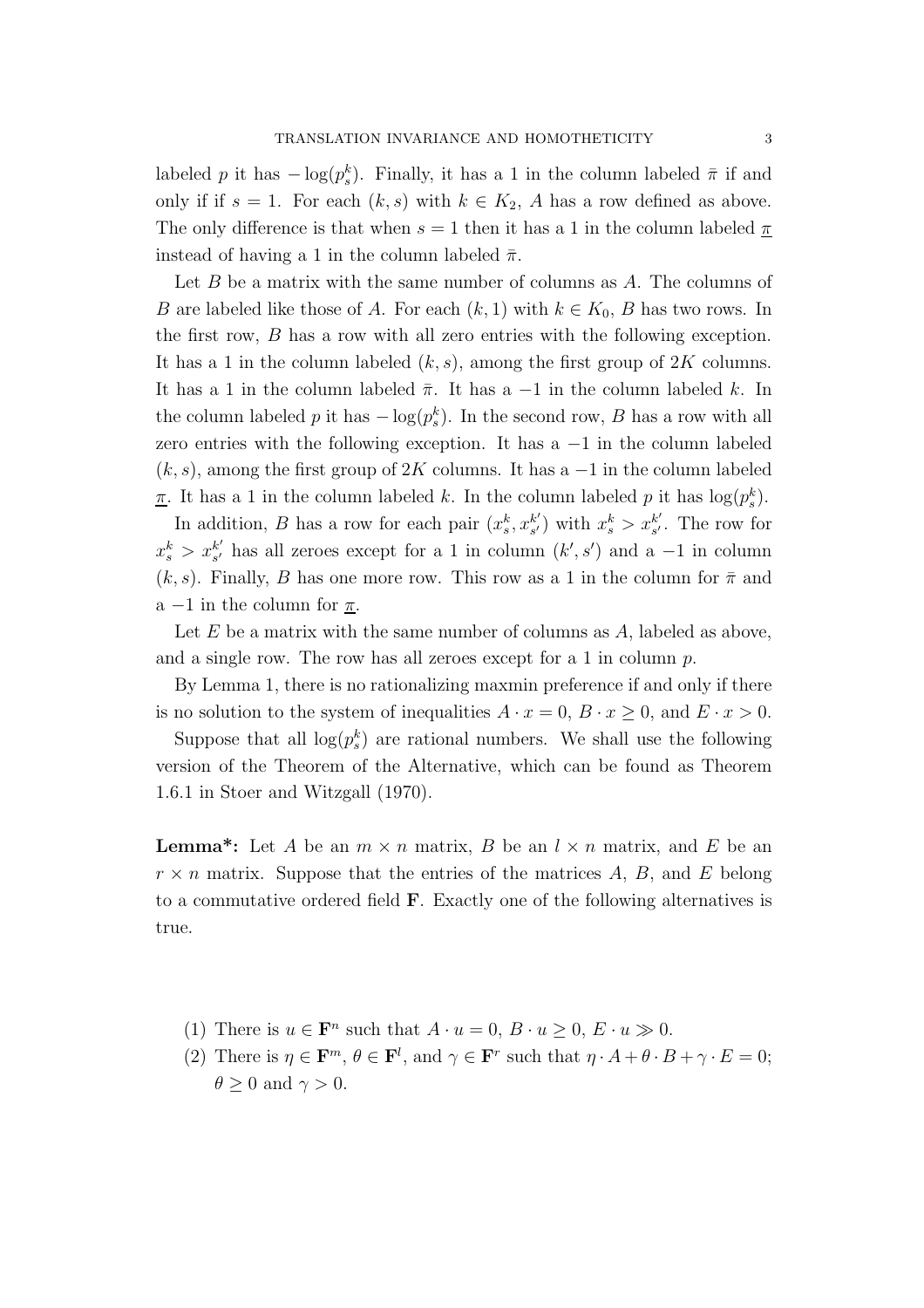labeled $p$ it has $-\log(p^k_s)$. Finally, it has a 1 in the column labeled $\bar{\pi}$ if and only if if $s = 1$. For each $(k, s)$ with $k \in K_2$, $A$ has a row defined as above. The only difference is that when $s = 1$ then it has a 1 in the column labeled $\underline{\pi}$ instead of having a 1 in the column labeled $\bar{\pi}$.

Let $B$ be a matrix with the same number of columns as $A$. The columns of $B$ are labeled like those of $A$. For each $(k, 1)$ with $k \in K_0$, $B$ has two rows. In the first row, $B$ has a row with all zero entries with the following exception. It has a 1 in the column labeled $(k, s)$, among the first group of $2K$ columns. It has a 1 in the column labeled $\bar{\pi}$. It has a $-1$ in the column labeled $k$. In the column labeled $p$ it has $-\log(p^k_s)$. In the second row, $B$ has a row with all zero entries with the following exception. It has a $-1$ in the column labeled $(k, s)$, among the first group of $2K$ columns. It has a $-1$ in the column labeled $\underline{\pi}$. It has a 1 in the column labeled $k$. In the column labeled $p$ it has $\log(p^k_s)$.

In addition, $B$ has a row for each pair $(x^k_s, x^{k'}_{s'})$ with $x^k_s > x^{k'}_{s'}$. The row for $x^k_s > x^{k'}_{s'}$ has all zeroes except for a 1 in column $(k', s')$ and a $-1$ in column $(k, s)$. Finally, $B$ has one more row. This row as a 1 in the column for $\bar{\pi}$ and a $-1$ in the column for $\underline{\pi}$.

Let $E$ be a matrix with the same number of columns as $A$, labeled as above, and a single row. The row has all zeroes except for a 1 in column $p$.

By Lemma 1, there is no rationalizing maxmin preference if and only if there is no solution to the system of inequalities $A \cdot x = 0$, $B \cdot x \geq 0$, and $E \cdot x > 0$.

Suppose that all $\log(p^k_s)$ are rational numbers. We shall use the following version of the Theorem of the Alternative, which can be found as Theorem 1.6.1 in Stoer and Witzgall (1970).

**Lemma\*:** Let $A$ be an $m \times n$ matrix, $B$ be an $l \times n$ matrix, and $E$ be an $r \times n$ matrix. Suppose that the entries of the matrices $A$, $B$, and $E$ belong to a commutative ordered field $\mathbf{F}$. Exactly one of the following alternatives is true.

(1) There is $u \in \mathbf{F}^n$ such that $A \cdot u = 0$, $B \cdot u \geq 0$, $E \cdot u \gg 0$.
(2) There is $\eta \in \mathbf{F}^m$, $\theta \in \mathbf{F}^l$, and $\gamma \in \mathbf{F}^r$ such that $\eta \cdot A + \theta \cdot B + \gamma \cdot E = 0$; $\theta \geq 0$ and $\gamma > 0$.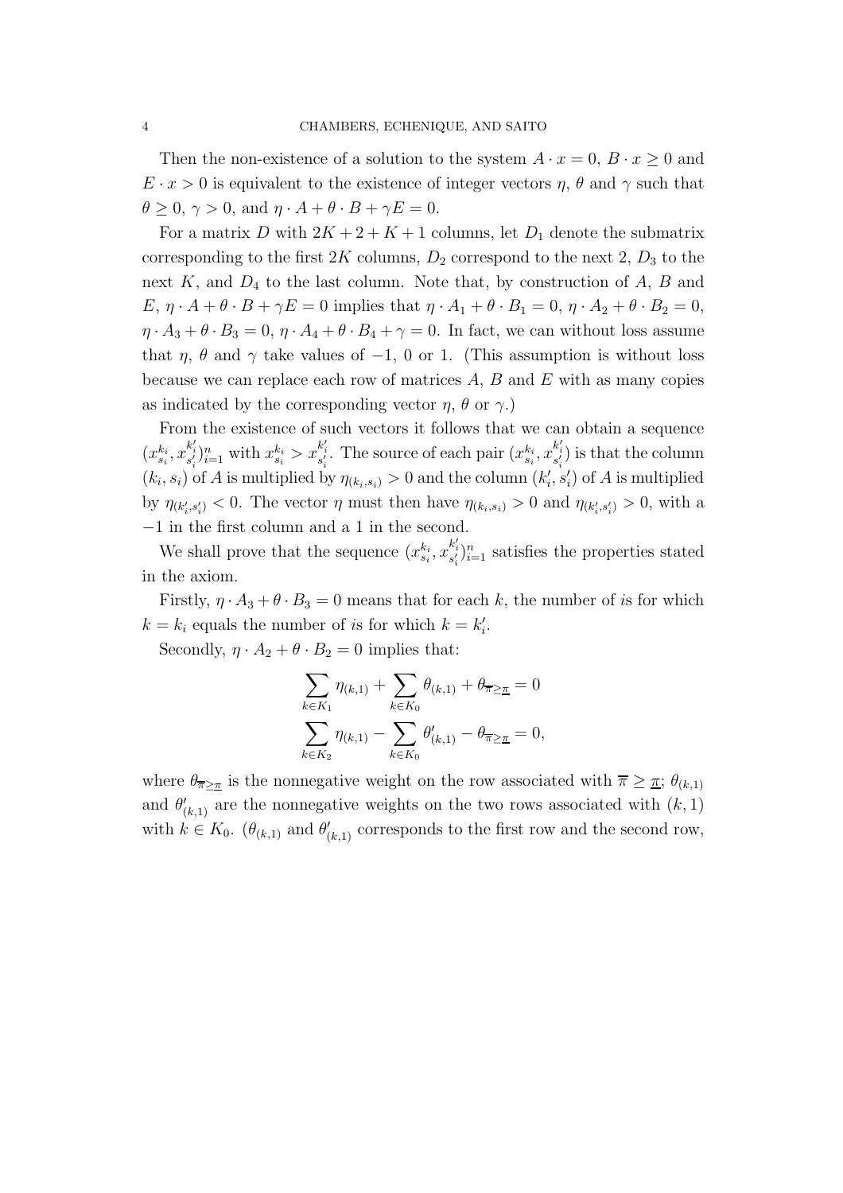Then the non-existence of a solution to the system $A \cdot x = 0$, $B \cdot x \geq 0$ and $E \cdot x > 0$ is equivalent to the existence of integer vectors $\eta$, $\theta$ and $\gamma$ such that $\theta \geq 0$, $\gamma > 0$, and $\eta \cdot A + \theta \cdot B + \gamma E = 0$.

For a matrix $D$ with $2K + 2 + K + 1$ columns, let $D_1$ denote the submatrix corresponding to the first $2K$ columns, $D_2$ correspond to the next 2, $D_3$ to the next $K$, and $D_4$ to the last column. Note that, by construction of $A$, $B$ and $E$, $\eta \cdot A + \theta \cdot B + \gamma E = 0$ implies that $\eta \cdot A_1 + \theta \cdot B_1 = 0$, $\eta \cdot A_2 + \theta \cdot B_2 = 0$, $\eta \cdot A_3 + \theta \cdot B_3 = 0$, $\eta \cdot A_4 + \theta \cdot B_4 + \gamma = 0$. In fact, we can without loss assume that $\eta$, $\theta$ and $\gamma$ take values of $-1$, 0 or 1. (This assumption is without loss because we can replace each row of matrices $A$, $B$ and $E$ with as many copies as indicated by the corresponding vector $\eta$, $\theta$ or $\gamma$.)

From the existence of such vectors it follows that we can obtain a sequence $(x^{k_i}_{s_i}, x^{k'_i}_{s'_i})_{i=1}^n$ with $x^{k_i}_{s_i} > x^{k'_i}_{s'_i}$. The source of each pair $(x^{k_i}_{s_i}, x^{k'_i}_{s'_i})$ is that the column $(k_i, s_i)$ of $A$ is multiplied by $\eta_{(k_i,s_i)} > 0$ and the column $(k'_i, s'_i)$ of $A$ is multiplied by $\eta_{(k'_i,s'_i)} < 0$. The vector $\eta$ must then have $\eta_{(k_i,s_i)} > 0$ and $\eta_{(k'_i,s'_i)} > 0$, with a $-1$ in the first column and a 1 in the second.

We shall prove that the sequence $(x^{k_i}_{s_i}, x^{k'_i}_{s'_i})_{i=1}^n$ satisfies the properties stated in the axiom.

Firstly, $\eta \cdot A_3 + \theta \cdot B_3 = 0$ means that for each $k$, the number of $i$s for which $k = k_i$ equals the number of $i$s for which $k = k'_i$.

Secondly, $\eta \cdot A_2 + \theta \cdot B_2 = 0$ implies that:

$$\sum_{k \in K_1} \eta_{(k,1)} + \sum_{k \in K_0} \theta_{(k,1)} + \theta_{\overline{\pi} \geq \underline{\pi}} = 0$$

$$\sum_{k \in K_2} \eta_{(k,1)} - \sum_{k \in K_0} \theta'_{(k,1)} - \theta_{\overline{\pi} \geq \underline{\pi}} = 0,$$

where $\theta_{\overline{\pi} \geq \underline{\pi}}$ is the nonnegative weight on the row associated with $\overline{\pi} \geq \underline{\pi}$; $\theta_{(k,1)}$ and $\theta'_{(k,1)}$ are the nonnegative weights on the two rows associated with $(k, 1)$ with $k \in K_0$. ($\theta_{(k,1)}$ and $\theta'_{(k,1)}$ corresponds to the first row and the second row,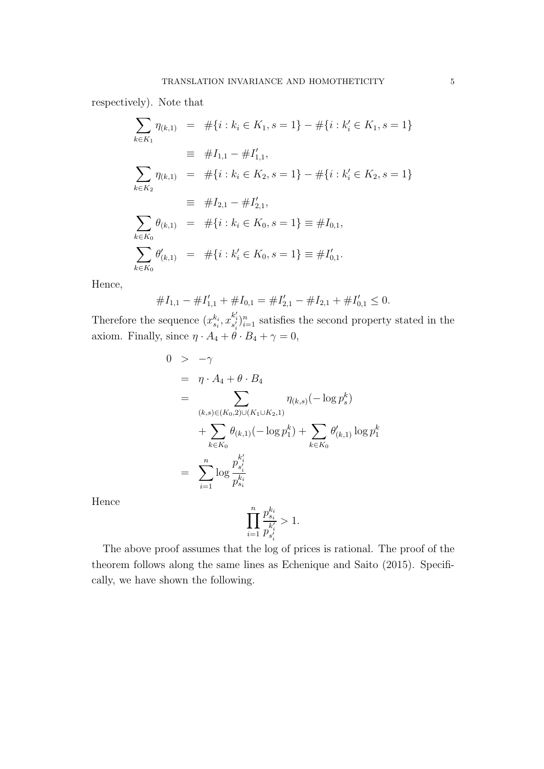respectively). Note that

$$
\begin{aligned}
\sum_{k \in K_1} \eta_{(k,1)} &= \#\{i : k_i \in K_1, s = 1\} - \#\{i : k'_i \in K_1, s = 1\} \\
&\equiv \#I_{1,1} - \#I'_{1,1}, \\
\sum_{k \in K_2} \eta_{(k,1)} &= \#\{i : k_i \in K_2, s = 1\} - \#\{i : k'_i \in K_2, s = 1\} \\
&\equiv \#I_{2,1} - \#I'_{2,1}, \\
\sum_{k \in K_0} \theta_{(k,1)} &= \#\{i : k_i \in K_0, s = 1\} \equiv \#I_{0,1}, \\
\sum_{k \in K_0} \theta'_{(k,1)} &= \#\{i : k'_i \in K_0, s = 1\} \equiv \#I'_{0,1}.
\end{aligned}
$$

Hence,

$$
\#I_{1,1} - \#I'_{1,1} + \#I_{0,1} = \#I'_{2,1} - \#I_{2,1} + \#I'_{0,1} \leq 0.
$$

Therefore the sequence $(x^{k_i}_{s_i}, x^{k'_i}_{s'_i})_{i=1}^n$ satisfies the second property stated in the axiom. Finally, since $\eta \cdot A_4 + \theta \cdot B_4 + \gamma = 0$,

$$
\begin{aligned}
0 &> -\gamma \\
&= \eta \cdot A_4 + \theta \cdot B_4 \\
&= \sum_{(k,s) \in (K_0,2) \cup (K_1 \cup K_2,1)} \eta_{(k,s)}(-\log p^k_s) \\
&\quad + \sum_{k \in K_0} \theta_{(k,1)}(-\log p^k_1) + \sum_{k \in K_0} \theta'_{(k,1)} \log p^k_1 \\
&= \sum_{i=1}^n \log \frac{p^{k'_i}_{s'_i}}{p^{k_i}_{s_i}}
\end{aligned}
$$

Hence

$$
\prod_{i=1}^n \frac{p^{k_i}_{s_i}}{p^{k'_i}_{s'_i}} > 1.
$$

The above proof assumes that the log of prices is rational. The proof of the theorem follows along the same lines as Echenique and Saito (2015). Specifically, we have shown the following.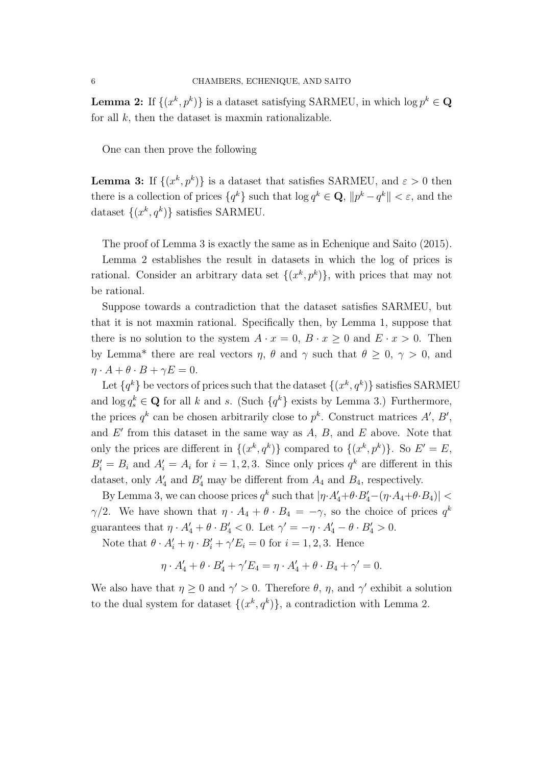**Lemma 2:** If $\{(x^k, p^k)\}$ is a dataset satisfying SARMEU, in which $\log p^k \in \mathbf{Q}$ for all $k$, then the dataset is maxmin rationalizable.

One can then prove the following

**Lemma 3:** If $\{(x^k, p^k)\}$ is a dataset that satisfies SARMEU, and $\varepsilon > 0$ then there is a collection of prices $\{q^k\}$ such that $\log q^k \in \mathbf{Q}$, $\|p^k - q^k\| < \varepsilon$, and the dataset $\{(x^k, q^k)\}$ satisfies SARMEU.

The proof of Lemma 3 is exactly the same as in Echenique and Saito (2015).

Lemma 2 establishes the result in datasets in which the log of prices is rational. Consider an arbitrary data set $\{(x^k, p^k)\}$, with prices that may not be rational.

Suppose towards a contradiction that the dataset satisfies SARMEU, but that it is not maxmin rational. Specifically then, by Lemma 1, suppose that there is no solution to the system $A \cdot x = 0$, $B \cdot x \geq 0$ and $E \cdot x > 0$. Then by Lemma* there are real vectors $\eta$, $\theta$ and $\gamma$ such that $\theta \geq 0$, $\gamma > 0$, and $\eta \cdot A + \theta \cdot B + \gamma E = 0$.

Let $\{q^k\}$ be vectors of prices such that the dataset $\{(x^k, q^k)\}$ satisfies SARMEU and $\log q^k_s \in \mathbf{Q}$ for all $k$ and $s$. (Such $\{q^k\}$ exists by Lemma 3.) Furthermore, the prices $q^k$ can be chosen arbitrarily close to $p^k$. Construct matrices $A'$, $B'$, and $E'$ from this dataset in the same way as $A$, $B$, and $E$ above. Note that only the prices are different in $\{(x^k, q^k)\}$ compared to $\{(x^k, p^k)\}$. So $E' = E$, $B'_i = B_i$ and $A'_i = A_i$ for $i = 1, 2, 3$. Since only prices $q^k$ are different in this dataset, only $A'_4$ and $B'_4$ may be different from $A_4$ and $B_4$, respectively.

By Lemma 3, we can choose prices $q^k$ such that $|\eta \cdot A'_4 + \theta \cdot B'_4 - (\eta \cdot A_4 + \theta \cdot B_4)| < \gamma/2$. We have shown that $\eta \cdot A_4 + \theta \cdot B_4 = -\gamma$, so the choice of prices $q^k$ guarantees that $\eta \cdot A'_4 + \theta \cdot B'_4 < 0$. Let $\gamma' = -\eta \cdot A'_4 - \theta \cdot B'_4 > 0$.

Note that $\theta \cdot A'_i + \eta \cdot B'_i + \gamma' E_i = 0$ for $i = 1, 2, 3$. Hence

$$\eta \cdot A'_4 + \theta \cdot B'_4 + \gamma' E_4 = \eta \cdot A'_4 + \theta \cdot B_4 + \gamma' = 0.$$

We also have that $\eta \geq 0$ and $\gamma' > 0$. Therefore $\theta$, $\eta$, and $\gamma'$ exhibit a solution to the dual system for dataset $\{(x^k, q^k)\}$, a contradiction with Lemma 2.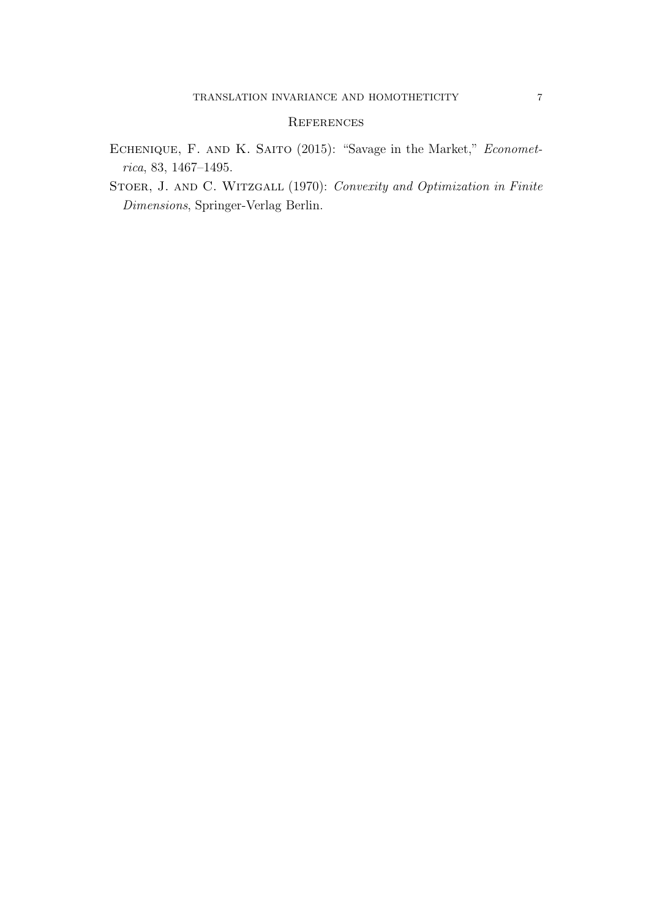## References

Echenique, F. and K. Saito (2015): "Savage in the Market," *Econometrica*, 83, 1467–1495.

Stoer, J. and C. Witzgall (1970): *Convexity and Optimization in Finite Dimensions*, Springer-Verlag Berlin.